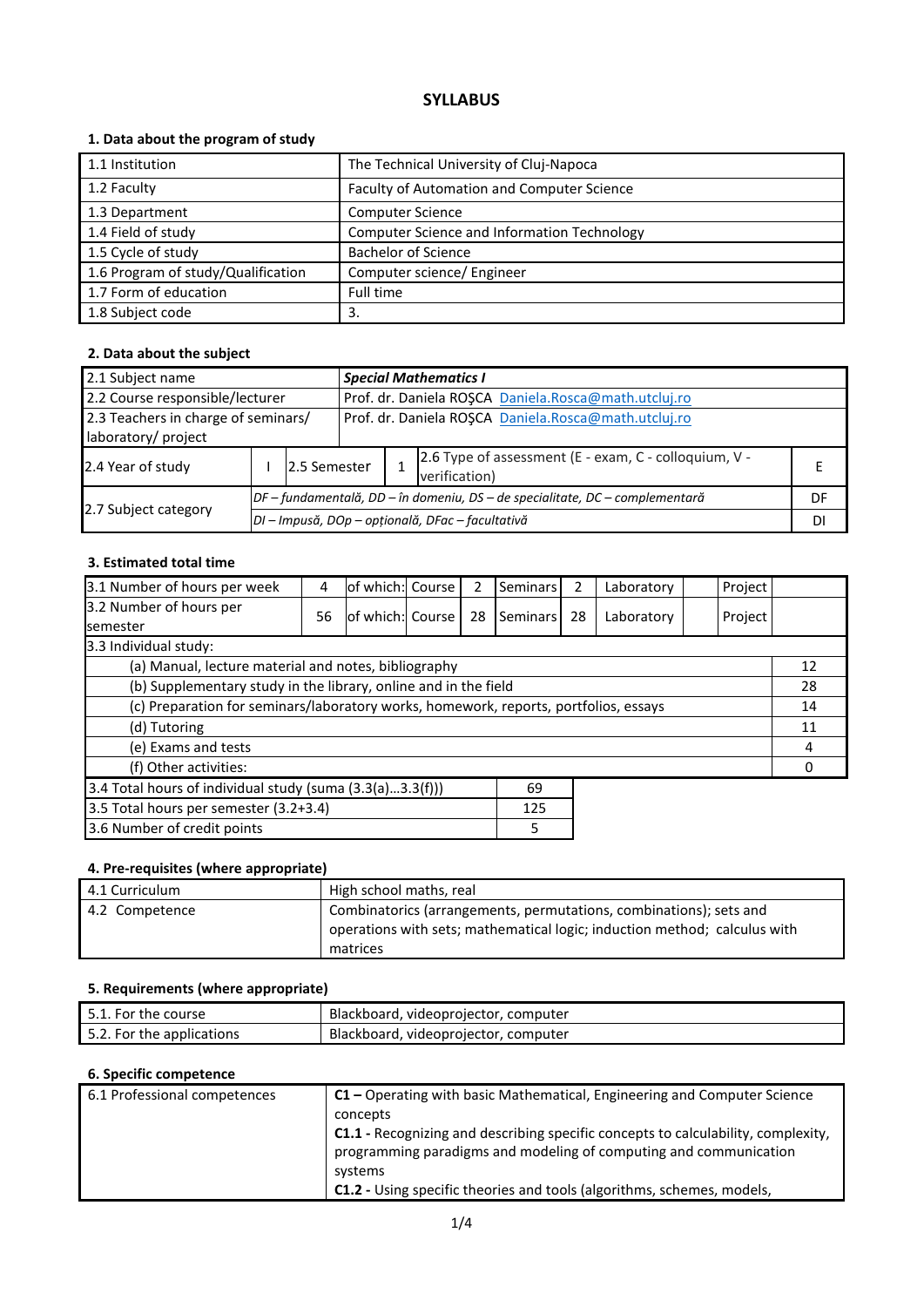# SYLLABUS

### 1. Data about the program of study

| | |
|---|---|
| 1.1 Institution | The Technical University of Cluj-Napoca |
| 1.2 Faculty | Faculty of Automation and Computer Science |
| 1.3 Department | Computer Science |
| 1.4 Field of study | Computer Science and Information Technology |
| 1.5 Cycle of study | Bachelor of Science |
| 1.6 Program of study/Qualification | Computer science/ Engineer |
| 1.7 Form of education | Full time |
| 1.8 Subject code | 3. |

### 2. Data about the subject

| | | | | | |
|---|---|---|---|---|---|
| 2.1 Subject name | ***Special Mathematics I*** | | | | |
| 2.2 Course responsible/lecturer | Prof. dr. Daniela ROŞCA Daniela.Rosca@math.utcluj.ro | | | | |
| 2.3 Teachers in charge of seminars/ laboratory/ project | Prof. dr. Daniela ROŞCA Daniela.Rosca@math.utcluj.ro | | | | |
| 2.4 Year of study | I | 2.5 Semester | 1 | 2.6 Type of assessment (E - exam, C - colloquium, V - verification) | E |
| 2.7 Subject category | *DF – fundamentală, DD – în domeniu, DS – de specialitate, DC – complementară* | | | | DF |
| | *DI – Impusă, DOp – opțională, DFac – facultativă* | | | | DI |

### 3. Estimated total time

| | | | | | | | | | | |
|---|---|---|---|---|---|---|---|---|---|---|
| 3.1 Number of hours per week | 4 | of which: | Course | 2 | Seminars | 2 | Laboratory | | Project | |
| 3.2 Number of hours per semester | 56 | of which: | Course | 28 | Seminars | 28 | Laboratory | | Project | |
| 3.3 Individual study: | | | | | | | | | | |
| (a) Manual, lecture material and notes, bibliography | | | | | | | | | | 12 |
| (b) Supplementary study in the library, online and in the field | | | | | | | | | | 28 |
| (c) Preparation for seminars/laboratory works, homework, reports, portfolios, essays | | | | | | | | | | 14 |
| (d) Tutoring | | | | | | | | | | 11 |
| (e) Exams and tests | | | | | | | | | | 4 |
| (f) Other activities: | | | | | | | | | | 0 |

| | |
|---|---|
| 3.4 Total hours of individual study (suma (3.3(a)...3.3(f))) | 69 |
| 3.5 Total hours per semester (3.2+3.4) | 125 |
| 3.6 Number of credit points | 5 |

### 4. Pre-requisites (where appropriate)

| | |
|---|---|
| 4.1 Curriculum | High school maths, real |
| 4.2 Competence | Combinatorics (arrangements, permutations, combinations); sets and operations with sets; mathematical logic; induction method; calculus with matrices |

### 5. Requirements (where appropriate)

| | |
|---|---|
| 5.1. For the course | Blackboard, videoprojector, computer |
| 5.2. For the applications | Blackboard, videoprojector, computer |

### 6. Specific competence

| | |
|---|---|
| 6.1 Professional competences | **C1 –** Operating with basic Mathematical, Engineering and Computer Science concepts<br>**C1.1 -** Recognizing and describing specific concepts to calculability, complexity, programming paradigms and modeling of computing and communication systems<br>**C1.2 -** Using specific theories and tools (algorithms, schemes, models, |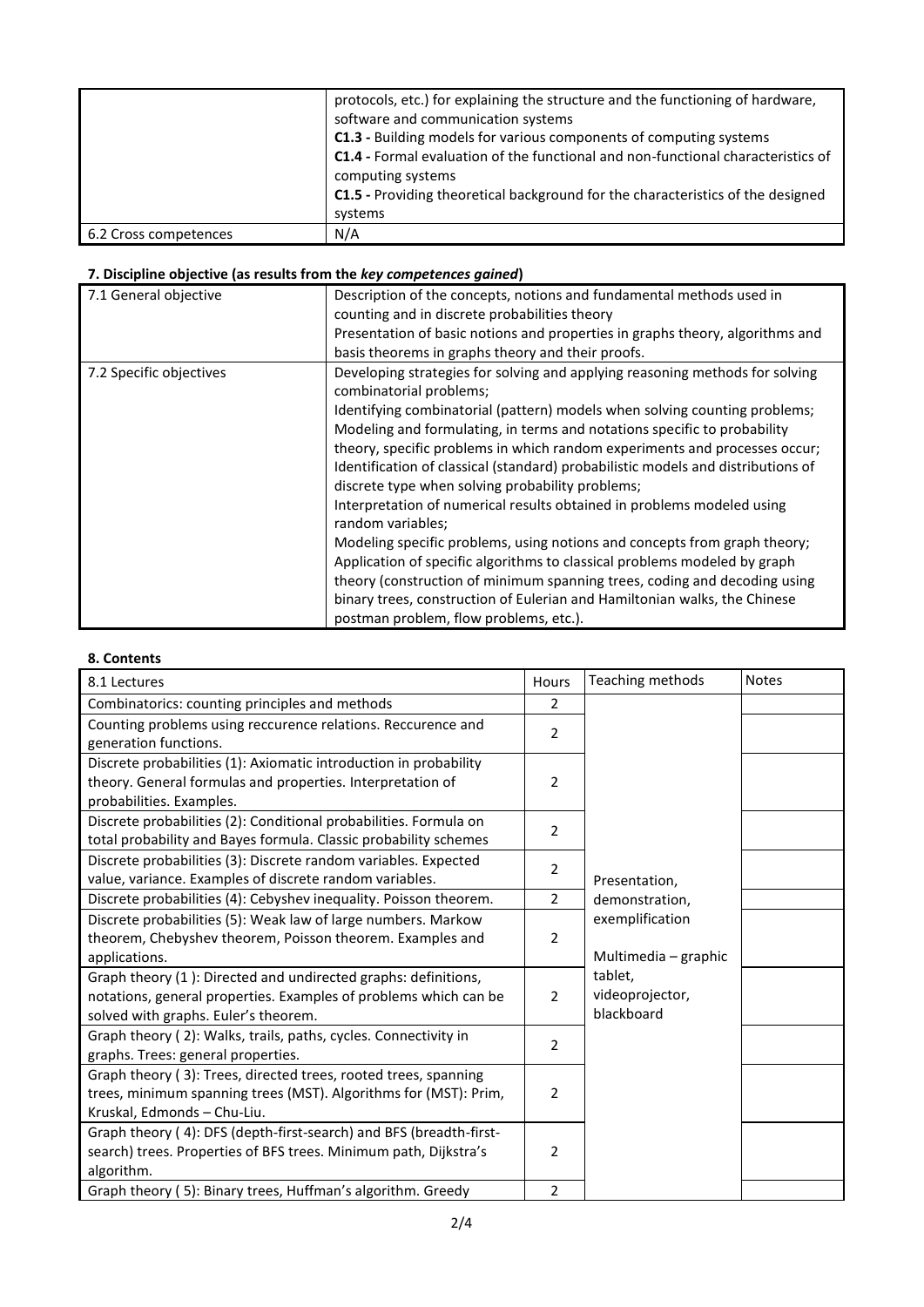| | |
|---|---|
| | protocols, etc.) for explaining the structure and the functioning of hardware, software and communication systems<br>**C1.3 -** Building models for various components of computing systems<br>**C1.4 -** Formal evaluation of the functional and non-functional characteristics of computing systems<br>**C1.5 -** Providing theoretical background for the characteristics of the designed systems |
| 6.2 Cross competences | N/A |

### 7. Discipline objective (as results from the *key competences gained*)

| | |
|---|---|
| 7.1 General objective | Description of the concepts, notions and fundamental methods used in counting and in discrete probabilities theory<br>Presentation of basic notions and properties in graphs theory, algorithms and basis theorems in graphs theory and their proofs. |
| 7.2 Specific objectives | Developing strategies for solving and applying reasoning methods for solving combinatorial problems;<br>Identifying combinatorial (pattern) models when solving counting problems;<br>Modeling and formulating, in terms and notations specific to probability theory, specific problems in which random experiments and processes occur;<br>Identification of classical (standard) probabilistic models and distributions of discrete type when solving probability problems;<br>Interpretation of numerical results obtained in problems modeled using random variables;<br>Modeling specific problems, using notions and concepts from graph theory;<br>Application of specific algorithms to classical problems modeled by graph theory (construction of minimum spanning trees, coding and decoding using binary trees, construction of Eulerian and Hamiltonian walks, the Chinese postman problem, flow problems, etc.). |

### 8. Contents

| 8.1 Lectures | Hours | Teaching methods | Notes |
|---|---|---|---|
| Combinatorics: counting principles and methods | 2 | Presentation, demonstration, exemplification<br><br>Multimedia – graphic tablet, videoprojector, blackboard | |
| Counting problems using reccurence relations. Reccurence and generation functions. | 2 | | |
| Discrete probabilities (1): Axiomatic introduction in probability theory. General formulas and properties. Interpretation of probabilities. Examples. | 2 | | |
| Discrete probabilities (2): Conditional probabilities. Formula on total probability and Bayes formula. Classic probability schemes | 2 | | |
| Discrete probabilities (3): Discrete random variables. Expected value, variance. Examples of discrete random variables. | 2 | | |
| Discrete probabilities (4): Cebyshev inequality. Poisson theorem. | 2 | | |
| Discrete probabilities (5): Weak law of large numbers. Markow theorem, Chebyshev theorem, Poisson theorem. Examples and applications. | 2 | | |
| Graph theory (1 ): Directed and undirected graphs: definitions, notations, general properties. Examples of problems which can be solved with graphs. Euler's theorem. | 2 | | |
| Graph theory ( 2): Walks, trails, paths, cycles. Connectivity in graphs. Trees: general properties. | 2 | | |
| Graph theory ( 3): Trees, directed trees, rooted trees, spanning trees, minimum spanning trees (MST). Algorithms for (MST): Prim, Kruskal, Edmonds – Chu-Liu. | 2 | | |
| Graph theory ( 4): DFS (depth-first-search) and BFS (breadth-first-search) trees. Properties of BFS trees. Minimum path, Dijkstra's algorithm. | 2 | | |
| Graph theory ( 5): Binary trees, Huffman's algorithm. Greedy | 2 | | |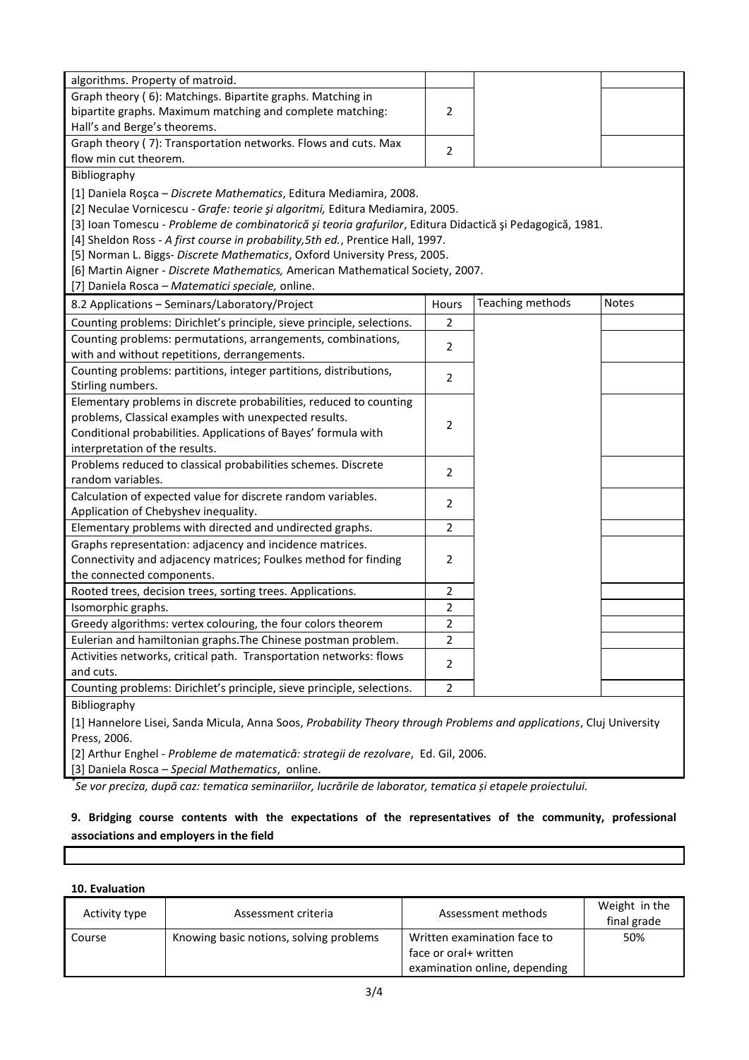| | | | |
|---|---|---|---|
| algorithms. Property of matroid. | | | |
| Graph theory ( 6): Matchings. Bipartite graphs. Matching in bipartite graphs. Maximum matching and complete matching: Hall's and Berge's theorems. | 2 | | |
| Graph theory ( 7): Transportation networks. Flows and cuts. Max flow min cut theorem. | 2 | | |

Bibliography

[1] Daniela Roşca – *Discrete Mathematics*, Editura Mediamira, 2008.
[2] Neculae Vornicescu - *Grafe: teorie şi algoritmi,* Editura Mediamira, 2005.
[3] Ioan Tomescu - *Probleme de combinatorică şi teoria grafurilor*, Editura Didactică şi Pedagogică, 1981.
[4] Sheldon Ross - *A first course in probability,5th ed.*, Prentice Hall, 1997.
[5] Norman L. Biggs- *Discrete Mathematics*, Oxford University Press, 2005.
[6] Martin Aigner - *Discrete Mathematics,* American Mathematical Society, 2007.
[7] Daniela Rosca – *Matematici speciale,* online.

| 8.2 Applications – Seminars/Laboratory/Project | Hours | Teaching methods | Notes |
|---|---|---|---|
| Counting problems: Dirichlet's principle, sieve principle, selections. | 2 | | |
| Counting problems: permutations, arrangements, combinations, with and without repetitions, derrangements. | 2 | | |
| Counting problems: partitions, integer partitions, distributions, Stirling numbers. | 2 | | |
| Elementary problems in discrete probabilities, reduced to counting problems, Classical examples with unexpected results. Conditional probabilities. Applications of Bayes' formula with interpretation of the results. | 2 | | |
| Problems reduced to classical probabilities schemes. Discrete random variables. | 2 | | |
| Calculation of expected value for discrete random variables. Application of Chebyshev inequality. | 2 | | |
| Elementary problems with directed and undirected graphs. | 2 | | |
| Graphs representation: adjacency and incidence matrices. Connectivity and adjacency matrices; Foulkes method for finding the connected components. | 2 | | |
| Rooted trees, decision trees, sorting trees. Applications. | 2 | | |
| Isomorphic graphs. | 2 | | |
| Greedy algorithms: vertex colouring, the four colors theorem | 2 | | |
| Eulerian and hamiltonian graphs.The Chinese postman problem. | 2 | | |
| Activities networks, critical path. Transportation networks: flows and cuts. | 2 | | |
| Counting problems: Dirichlet's principle, sieve principle, selections. | 2 | | |

Bibliography

[1] Hannelore Lisei, Sanda Micula, Anna Soos, *Probability Theory through Problems and applications*, Cluj University Press, 2006.
[2] Arthur Enghel - *Probleme de matematică: strategii de rezolvare*, Ed. Gil, 2006.
[3] Daniela Rosca – *Special Mathematics*, online.

\* *Se vor preciza, după caz: tematica seminariilor, lucrările de laborator, tematica și etapele proiectului.*

**9. Bridging course contents with the expectations of the representatives of the community, professional associations and employers in the field**

**10. Evaluation**

| Activity type | Assessment criteria | Assessment methods | Weight in the final grade |
|---|---|---|---|
| Course | Knowing basic notions, solving problems | Written examination face to face or oral+ written examination online, depending | 50% |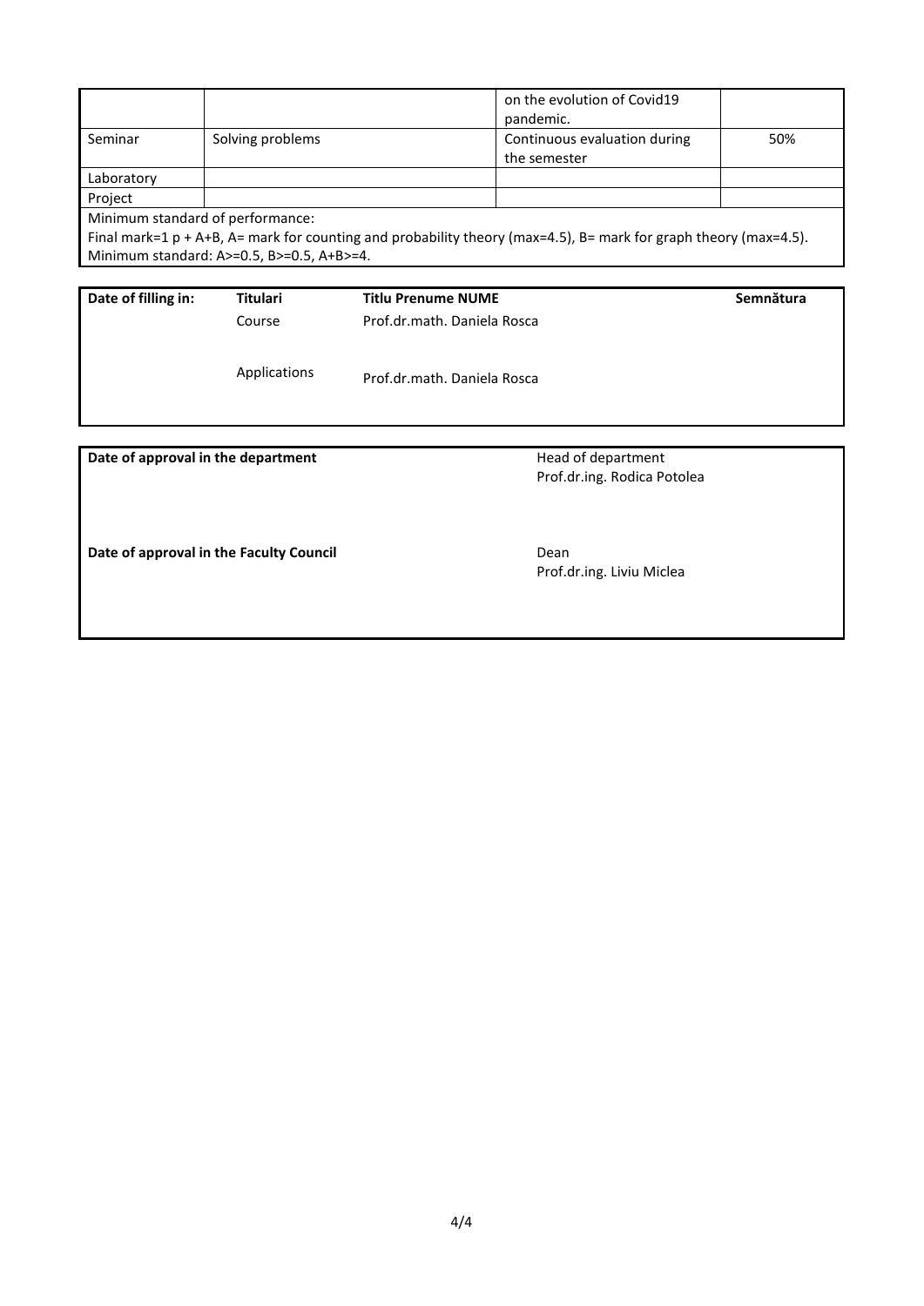| | | | |
|---|---|---|---|
| | | on the evolution of Covid19 pandemic. | |
| Seminar | Solving problems | Continuous evaluation during the semester | 50% |
| Laboratory | | | |
| Project | | | |

Minimum standard of performance:
Final mark=1 p + A+B, A= mark for counting and probability theory (max=4.5), B= mark for graph theory (max=4.5).
Minimum standard: A>=0.5, B>=0.5, A+B>=4.

| Date of filling in: | Titulari | Titlu Prenume NUME | Semnătura |
|---|---|---|---|
| | Course | Prof.dr.math. Daniela Rosca | |
| | Applications | Prof.dr.math. Daniela Rosca | |

| | |
|---|---|
| **Date of approval in the department** | Head of department<br>Prof.dr.ing. Rodica Potolea |
| **Date of approval in the Faculty Council** | Dean<br>Prof.dr.ing. Liviu Miclea |